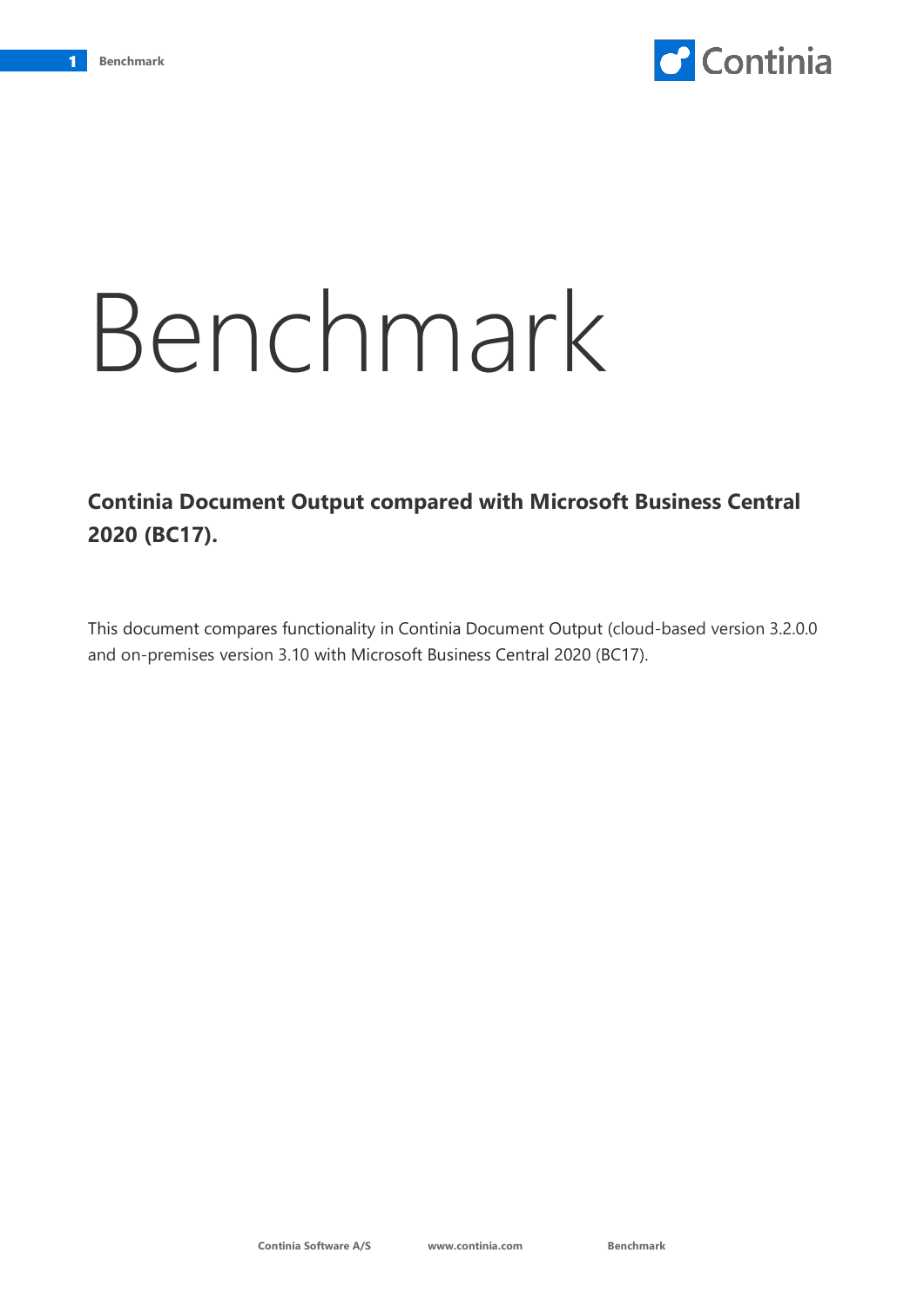# Benchmark

**Continia Document Output compared with Microsoft Business Central 2020 (BC17).**

This document compares functionality in Continia Document Output (cloud-based version 3.2.0.0 and on-premises version 3.10 with Microsoft Business Central 2020 (BC17).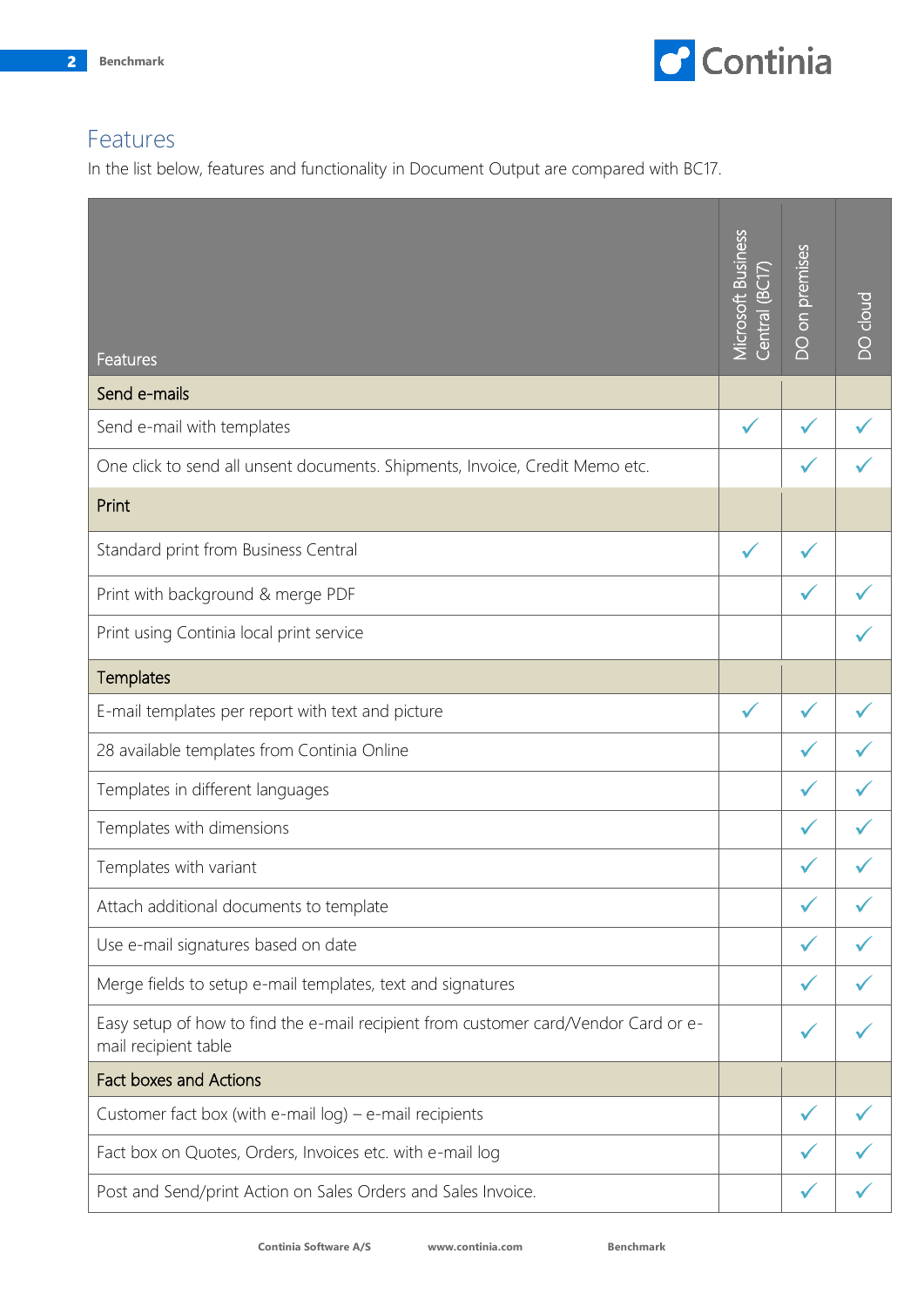## Features

In the list below, features and functionality in Document Output are compared with BC17.

| Features | Microsoft Business Central (BC17) | DO on premises | DO cloud |
|---|---|---|---|
| **Send e-mails** | | | |
| Send e-mail with templates | ✓ | ✓ | ✓ |
| One click to send all unsent documents. Shipments, Invoice, Credit Memo etc. | | ✓ | ✓ |
| **Print** | | | |
| Standard print from Business Central | ✓ | ✓ | |
| Print with background & merge PDF | | ✓ | ✓ |
| Print using Continia local print service | | | ✓ |
| **Templates** | | | |
| E-mail templates per report with text and picture | ✓ | ✓ | ✓ |
| 28 available templates from Continia Online | | ✓ | ✓ |
| Templates in different languages | | ✓ | ✓ |
| Templates with dimensions | | ✓ | ✓ |
| Templates with variant | | ✓ | ✓ |
| Attach additional documents to template | | ✓ | ✓ |
| Use e-mail signatures based on date | | ✓ | ✓ |
| Merge fields to setup e-mail templates, text and signatures | | ✓ | ✓ |
| Easy setup of how to find the e-mail recipient from customer card/Vendor Card or e-mail recipient table | | ✓ | ✓ |
| **Fact boxes and Actions** | | | |
| Customer fact box (with e-mail log) – e-mail recipients | | ✓ | ✓ |
| Fact box on Quotes, Orders, Invoices etc. with e-mail log | | ✓ | ✓ |
| Post and Send/print Action on Sales Orders and Sales Invoice. | | ✓ | ✓ |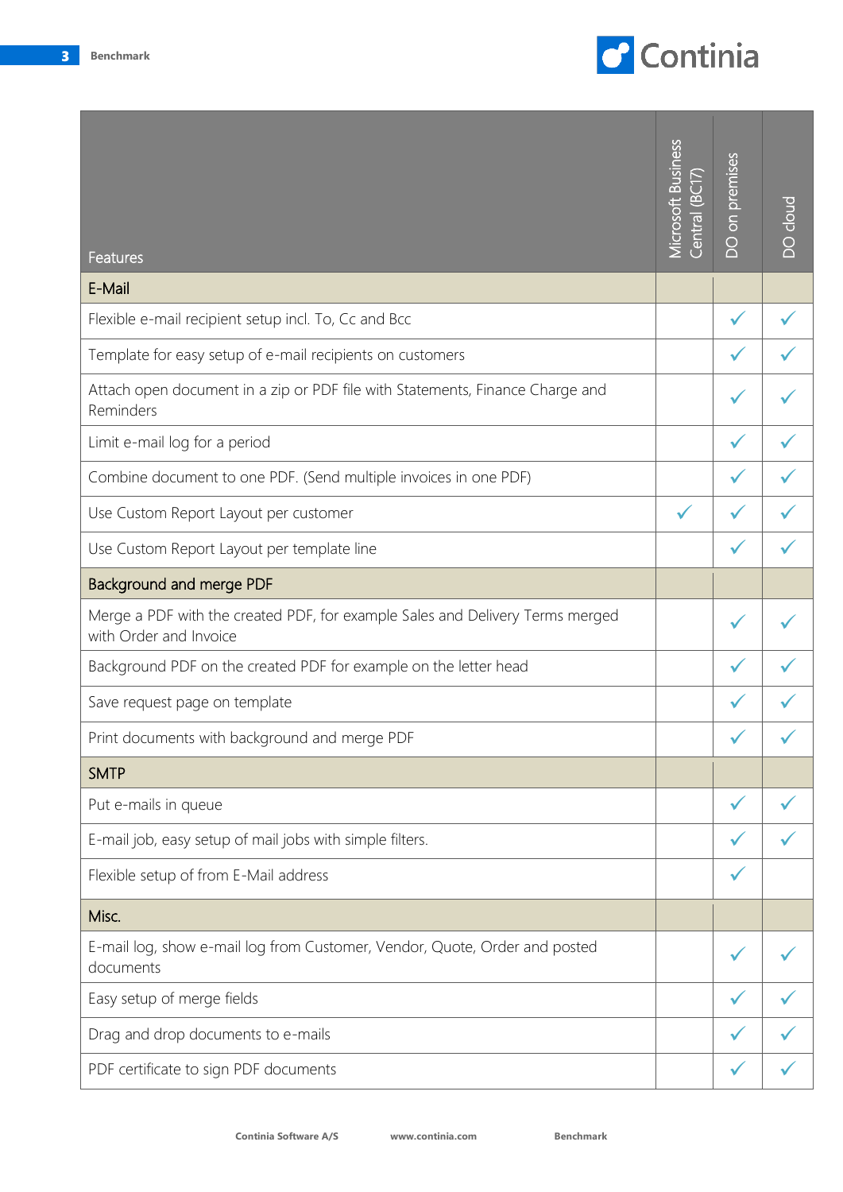| Features | Microsoft Business Central (BC17) | DO on premises | DO cloud |
|---|---|---|---|
| **E-Mail** | | | |
| Flexible e-mail recipient setup incl. To, Cc and Bcc | | ✓ | ✓ |
| Template for easy setup of e-mail recipients on customers | | ✓ | ✓ |
| Attach open document in a zip or PDF file with Statements, Finance Charge and Reminders | | ✓ | ✓ |
| Limit e-mail log for a period | | ✓ | ✓ |
| Combine document to one PDF. (Send multiple invoices in one PDF) | | ✓ | ✓ |
| Use Custom Report Layout per customer | ✓ | ✓ | ✓ |
| Use Custom Report Layout per template line | | ✓ | ✓ |
| **Background and merge PDF** | | | |
| Merge a PDF with the created PDF, for example Sales and Delivery Terms merged with Order and Invoice | | ✓ | ✓ |
| Background PDF on the created PDF for example on the letter head | | ✓ | ✓ |
| Save request page on template | | ✓ | ✓ |
| Print documents with background and merge PDF | | ✓ | ✓ |
| **SMTP** | | | |
| Put e-mails in queue | | ✓ | ✓ |
| E-mail job, easy setup of mail jobs with simple filters. | | ✓ | ✓ |
| Flexible setup of from E-Mail address | | ✓ | |
| **Misc.** | | | |
| E-mail log, show e-mail log from Customer, Vendor, Quote, Order and posted documents | | ✓ | ✓ |
| Easy setup of merge fields | | ✓ | ✓ |
| Drag and drop documents to e-mails | | ✓ | ✓ |
| PDF certificate to sign PDF documents | | ✓ | ✓ |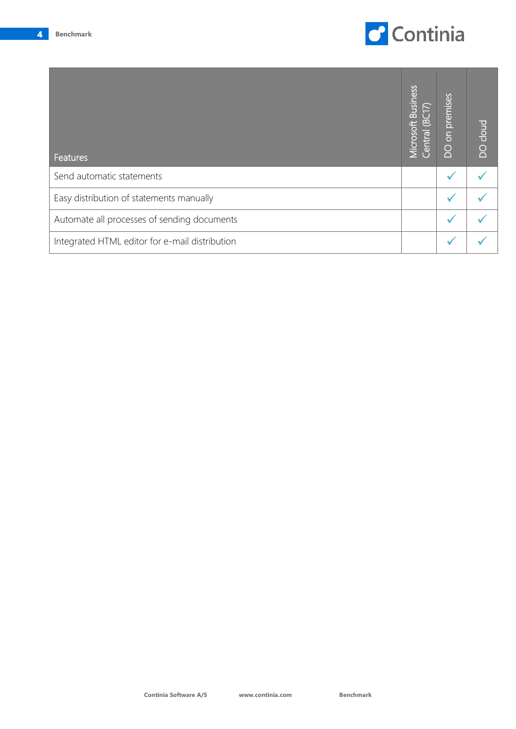| Features | Microsoft Business Central (BC17) | DO on premises | DO cloud |
|---|---|---|---|
| Send automatic statements | | ✓ | ✓ |
| Easy distribution of statements manually | | ✓ | ✓ |
| Automate all processes of sending documents | | ✓ | ✓ |
| Integrated HTML editor for e-mail distribution | | ✓ | ✓ |